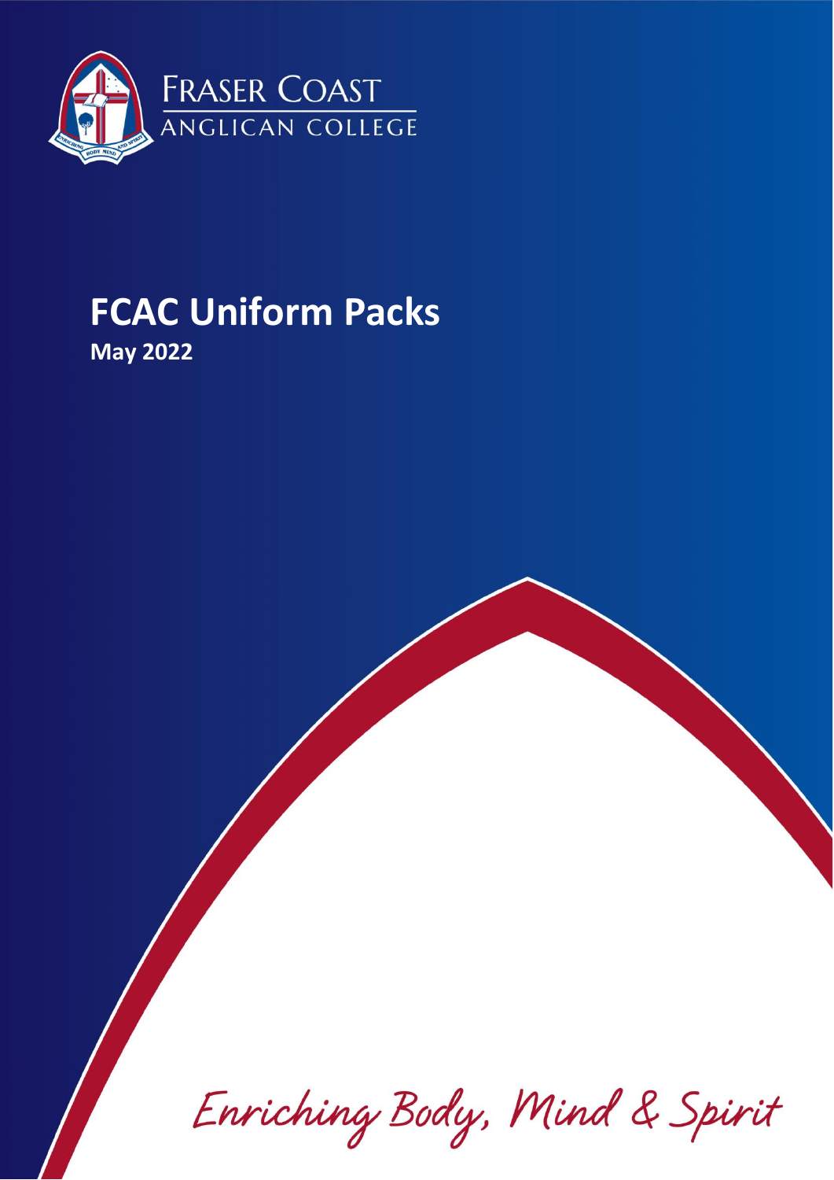FRASER COAST
ANGLICAN COLLEGE

# FCAC Uniform Packs

**May 2022**

*Enriching Body, Mind & Spirit*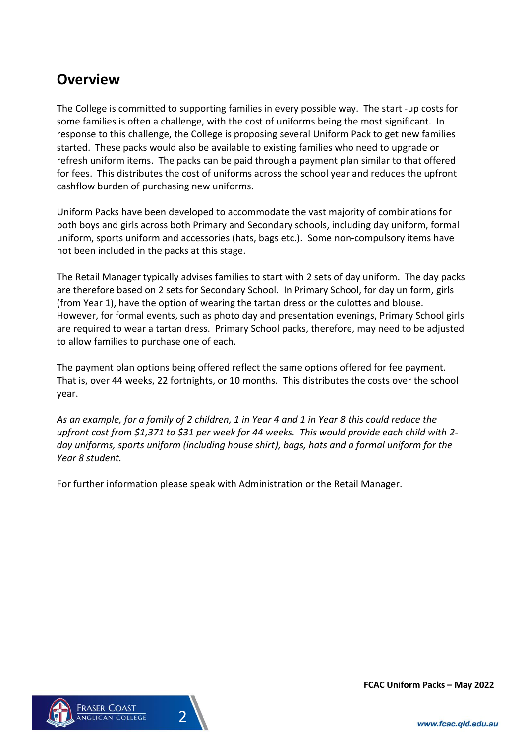## Overview

The College is committed to supporting families in every possible way. The start -up costs for some families is often a challenge, with the cost of uniforms being the most significant. In response to this challenge, the College is proposing several Uniform Pack to get new families started. These packs would also be available to existing families who need to upgrade or refresh uniform items. The packs can be paid through a payment plan similar to that offered for fees. This distributes the cost of uniforms across the school year and reduces the upfront cashflow burden of purchasing new uniforms.

Uniform Packs have been developed to accommodate the vast majority of combinations for both boys and girls across both Primary and Secondary schools, including day uniform, formal uniform, sports uniform and accessories (hats, bags etc.). Some non-compulsory items have not been included in the packs at this stage.

The Retail Manager typically advises families to start with 2 sets of day uniform. The day packs are therefore based on 2 sets for Secondary School. In Primary School, for day uniform, girls (from Year 1), have the option of wearing the tartan dress or the culottes and blouse. However, for formal events, such as photo day and presentation evenings, Primary School girls are required to wear a tartan dress. Primary School packs, therefore, may need to be adjusted to allow families to purchase one of each.

The payment plan options being offered reflect the same options offered for fee payment. That is, over 44 weeks, 22 fortnights, or 10 months. This distributes the costs over the school year.

*As an example, for a family of 2 children, 1 in Year 4 and 1 in Year 8 this could reduce the upfront cost from $1,371 to $31 per week for 44 weeks. This would provide each child with 2-day uniforms, sports uniform (including house shirt), bags, hats and a formal uniform for the Year 8 student.*

For further information please speak with Administration or the Retail Manager.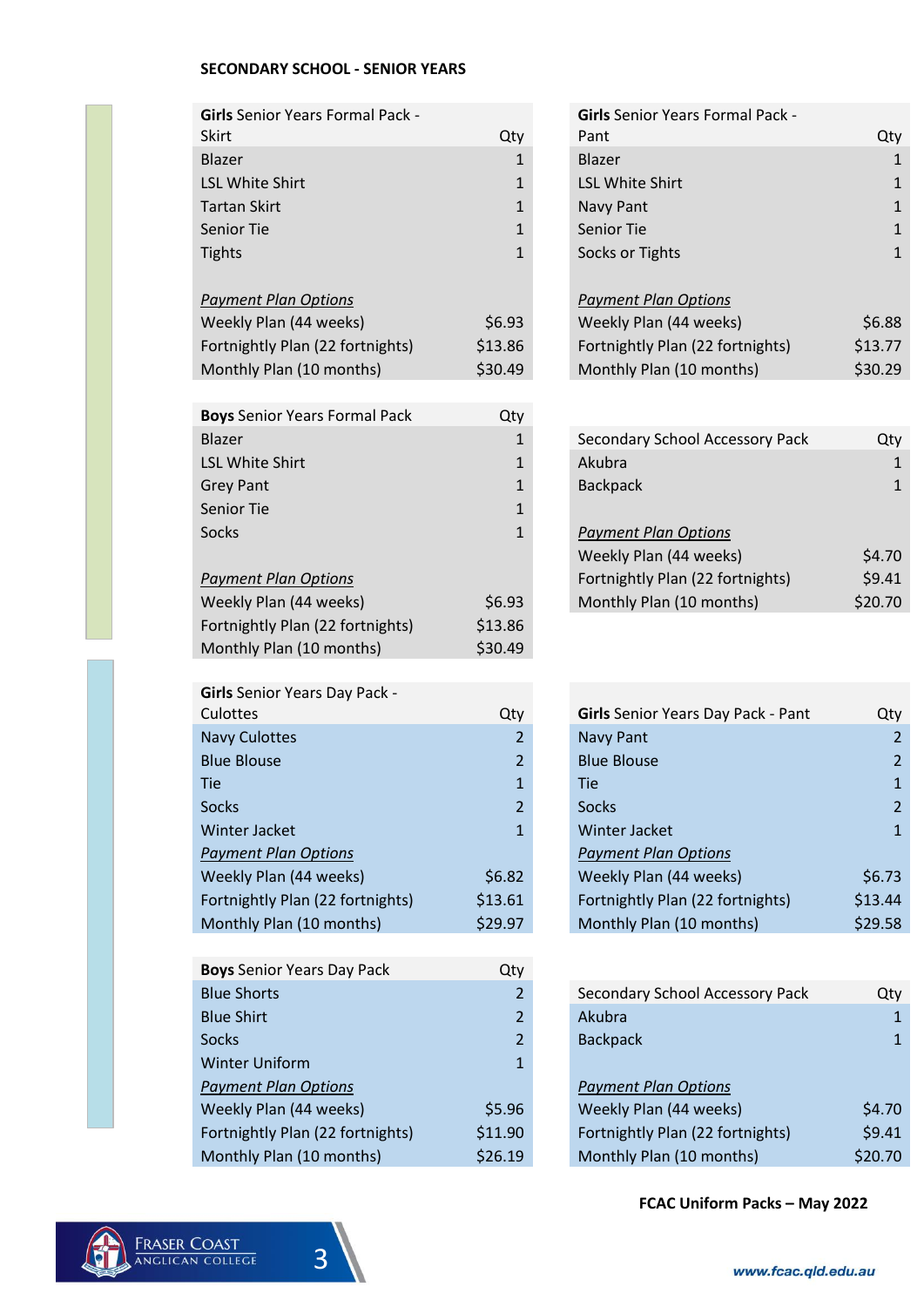## SECONDARY SCHOOL - SENIOR YEARS

| **Girls** Senior Years Formal Pack - Skirt | Qty |
|---|---|
| Blazer | 1 |
| LSL White Shirt | 1 |
| Tartan Skirt | 1 |
| Senior Tie | 1 |
| Tights | 1 |
| | |
| *Payment Plan Options* | |
| Weekly Plan (44 weeks) | $6.93 |
| Fortnightly Plan (22 fortnights) | $13.86 |
| Monthly Plan (10 months) | $30.49 |

| **Girls** Senior Years Formal Pack - Pant | Qty |
|---|---|
| Blazer | 1 |
| LSL White Shirt | 1 |
| Navy Pant | 1 |
| Senior Tie | 1 |
| Socks or Tights | 1 |
| | |
| *Payment Plan Options* | |
| Weekly Plan (44 weeks) | $6.88 |
| Fortnightly Plan (22 fortnights) | $13.77 |
| Monthly Plan (10 months) | $30.29 |

| **Boys** Senior Years Formal Pack | Qty |
|---|---|
| Blazer | 1 |
| LSL White Shirt | 1 |
| Grey Pant | 1 |
| Senior Tie | 1 |
| Socks | 1 |
| | |
| *Payment Plan Options* | |
| Weekly Plan (44 weeks) | $6.93 |
| Fortnightly Plan (22 fortnights) | $13.86 |
| Monthly Plan (10 months) | $30.49 |

| Secondary School Accessory Pack | Qty |
|---|---|
| Akubra | 1 |
| Backpack | 1 |
| | |
| *Payment Plan Options* | |
| Weekly Plan (44 weeks) | $4.70 |
| Fortnightly Plan (22 fortnights) | $9.41 |
| Monthly Plan (10 months) | $20.70 |

| **Girls** Senior Years Day Pack - Culottes | Qty |
|---|---|
| Navy Culottes | 2 |
| Blue Blouse | 2 |
| Tie | 1 |
| Socks | 2 |
| Winter Jacket | 1 |
| *Payment Plan Options* | |
| Weekly Plan (44 weeks) | $6.82 |
| Fortnightly Plan (22 fortnights) | $13.61 |
| Monthly Plan (10 months) | $29.97 |

| **Girls** Senior Years Day Pack - Pant | Qty |
|---|---|
| Navy Pant | 2 |
| Blue Blouse | 2 |
| Tie | 1 |
| Socks | 2 |
| Winter Jacket | 1 |
| *Payment Plan Options* | |
| Weekly Plan (44 weeks) | $6.73 |
| Fortnightly Plan (22 fortnights) | $13.44 |
| Monthly Plan (10 months) | $29.58 |

| **Boys** Senior Years Day Pack | Qty |
|---|---|
| Blue Shorts | 2 |
| Blue Shirt | 2 |
| Socks | 2 |
| Winter Uniform | 1 |
| *Payment Plan Options* | |
| Weekly Plan (44 weeks) | $5.96 |
| Fortnightly Plan (22 fortnights) | $11.90 |
| Monthly Plan (10 months) | $26.19 |

| Secondary School Accessory Pack | Qty |
|---|---|
| Akubra | 1 |
| Backpack | 1 |
| | |
| *Payment Plan Options* | |
| Weekly Plan (44 weeks) | $4.70 |
| Fortnightly Plan (22 fortnights) | $9.41 |
| Monthly Plan (10 months) | $20.70 |

**FCAC Uniform Packs – May 2022**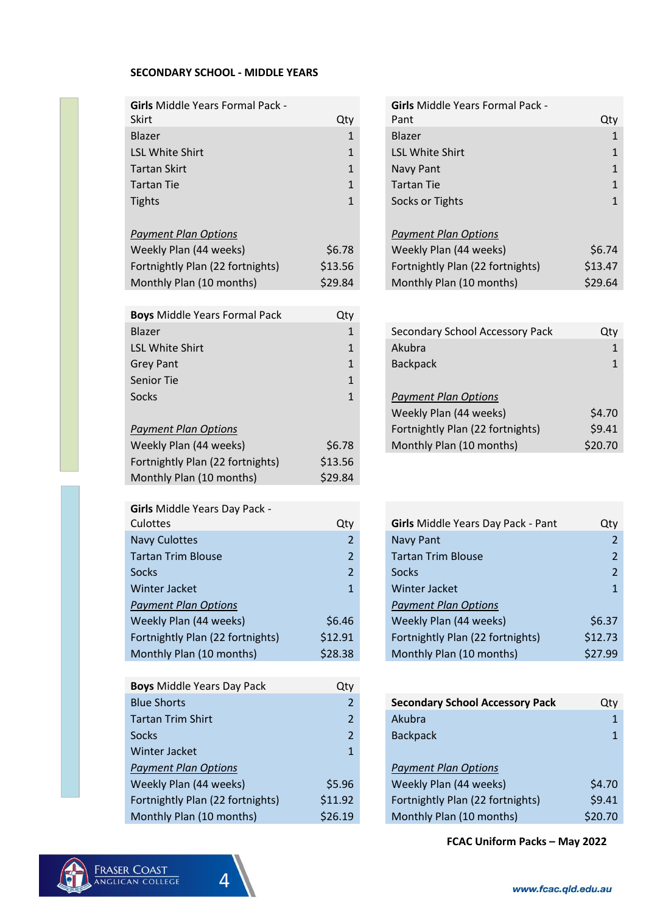**SECONDARY SCHOOL - MIDDLE YEARS**

| **Girls** Middle Years Formal Pack - Skirt | Qty |
|---|---|
| Blazer | 1 |
| LSL White Shirt | 1 |
| Tartan Skirt | 1 |
| Tartan Tie | 1 |
| Tights | 1 |
| *Payment Plan Options* | |
| Weekly Plan (44 weeks) | $6.78 |
| Fortnightly Plan (22 fortnights) | $13.56 |
| Monthly Plan (10 months) | $29.84 |

| **Girls** Middle Years Formal Pack - Pant | Qty |
|---|---|
| Blazer | 1 |
| LSL White Shirt | 1 |
| Navy Pant | 1 |
| Tartan Tie | 1 |
| Socks or Tights | 1 |
| *Payment Plan Options* | |
| Weekly Plan (44 weeks) | $6.74 |
| Fortnightly Plan (22 fortnights) | $13.47 |
| Monthly Plan (10 months) | $29.64 |

| **Boys** Middle Years Formal Pack | Qty |
|---|---|
| Blazer | 1 |
| LSL White Shirt | 1 |
| Grey Pant | 1 |
| Senior Tie | 1 |
| Socks | 1 |
| *Payment Plan Options* | |
| Weekly Plan (44 weeks) | $6.78 |
| Fortnightly Plan (22 fortnights) | $13.56 |
| Monthly Plan (10 months) | $29.84 |

| Secondary School Accessory Pack | Qty |
|---|---|
| Akubra | 1 |
| Backpack | 1 |
| *Payment Plan Options* | |
| Weekly Plan (44 weeks) | $4.70 |
| Fortnightly Plan (22 fortnights) | $9.41 |
| Monthly Plan (10 months) | $20.70 |

| **Girls** Middle Years Day Pack - Culottes | Qty |
|---|---|
| Navy Culottes | 2 |
| Tartan Trim Blouse | 2 |
| Socks | 2 |
| Winter Jacket | 1 |
| *Payment Plan Options* | |
| Weekly Plan (44 weeks) | $6.46 |
| Fortnightly Plan (22 fortnights) | $12.91 |
| Monthly Plan (10 months) | $28.38 |

| **Girls** Middle Years Day Pack - Pant | Qty |
|---|---|
| Navy Pant | 2 |
| Tartan Trim Blouse | 2 |
| Socks | 2 |
| Winter Jacket | 1 |
| *Payment Plan Options* | |
| Weekly Plan (44 weeks) | $6.37 |
| Fortnightly Plan (22 fortnights) | $12.73 |
| Monthly Plan (10 months) | $27.99 |

| **Boys** Middle Years Day Pack | Qty |
|---|---|
| Blue Shorts | 2 |
| Tartan Trim Shirt | 2 |
| Socks | 2 |
| Winter Jacket | 1 |
| *Payment Plan Options* | |
| Weekly Plan (44 weeks) | $5.96 |
| Fortnightly Plan (22 fortnights) | $11.92 |
| Monthly Plan (10 months) | $26.19 |

| **Secondary School Accessory Pack** | Qty |
|---|---|
| Akubra | 1 |
| Backpack | 1 |
| *Payment Plan Options* | |
| Weekly Plan (44 weeks) | $4.70 |
| Fortnightly Plan (22 fortnights) | $9.41 |
| Monthly Plan (10 months) | $20.70 |

**FCAC Uniform Packs – May 2022**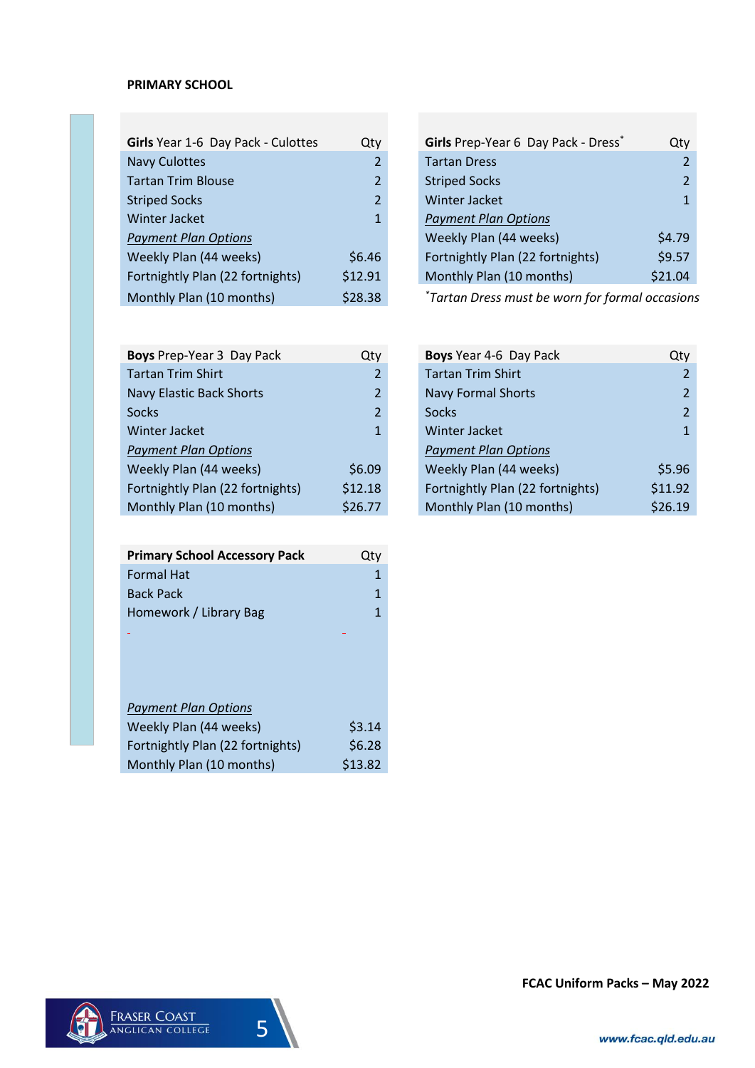**PRIMARY SCHOOL**

| **Girls** Year 1-6 Day Pack - Culottes | Qty |
| --- | --- |
| Navy Culottes | 2 |
| Tartan Trim Blouse | 2 |
| Striped Socks | 2 |
| Winter Jacket | 1 |
| *Payment Plan Options* | |
| Weekly Plan (44 weeks) | $6.46 |
| Fortnightly Plan (22 fortnights) | $12.91 |
| Monthly Plan (10 months) | $28.38 |

| **Girls** Prep-Year 6 Day Pack - Dress* | Qty |
| --- | --- |
| Tartan Dress | 2 |
| Striped Socks | 2 |
| Winter Jacket | 1 |
| *Payment Plan Options* | |
| Weekly Plan (44 weeks) | $4.79 |
| Fortnightly Plan (22 fortnights) | $9.57 |
| Monthly Plan (10 months) | $21.04 |

**Tartan Dress must be worn for formal occasions*

| **Boys** Prep-Year 3 Day Pack | Qty |
| --- | --- |
| Tartan Trim Shirt | 2 |
| Navy Elastic Back Shorts | 2 |
| Socks | 2 |
| Winter Jacket | 1 |
| *Payment Plan Options* | |
| Weekly Plan (44 weeks) | $6.09 |
| Fortnightly Plan (22 fortnights) | $12.18 |
| Monthly Plan (10 months) | $26.77 |

| **Boys** Year 4-6 Day Pack | Qty |
| --- | --- |
| Tartan Trim Shirt | 2 |
| Navy Formal Shorts | 2 |
| Socks | 2 |
| Winter Jacket | 1 |
| *Payment Plan Options* | |
| Weekly Plan (44 weeks) | $5.96 |
| Fortnightly Plan (22 fortnights) | $11.92 |
| Monthly Plan (10 months) | $26.19 |

| **Primary School Accessory Pack** | Qty |
| --- | --- |
| Formal Hat | 1 |
| Back Pack | 1 |
| Homework / Library Bag | 1 |
| - | - |
| *Payment Plan Options* | |
| Weekly Plan (44 weeks) | $3.14 |
| Fortnightly Plan (22 fortnights) | $6.28 |
| Monthly Plan (10 months) | $13.82 |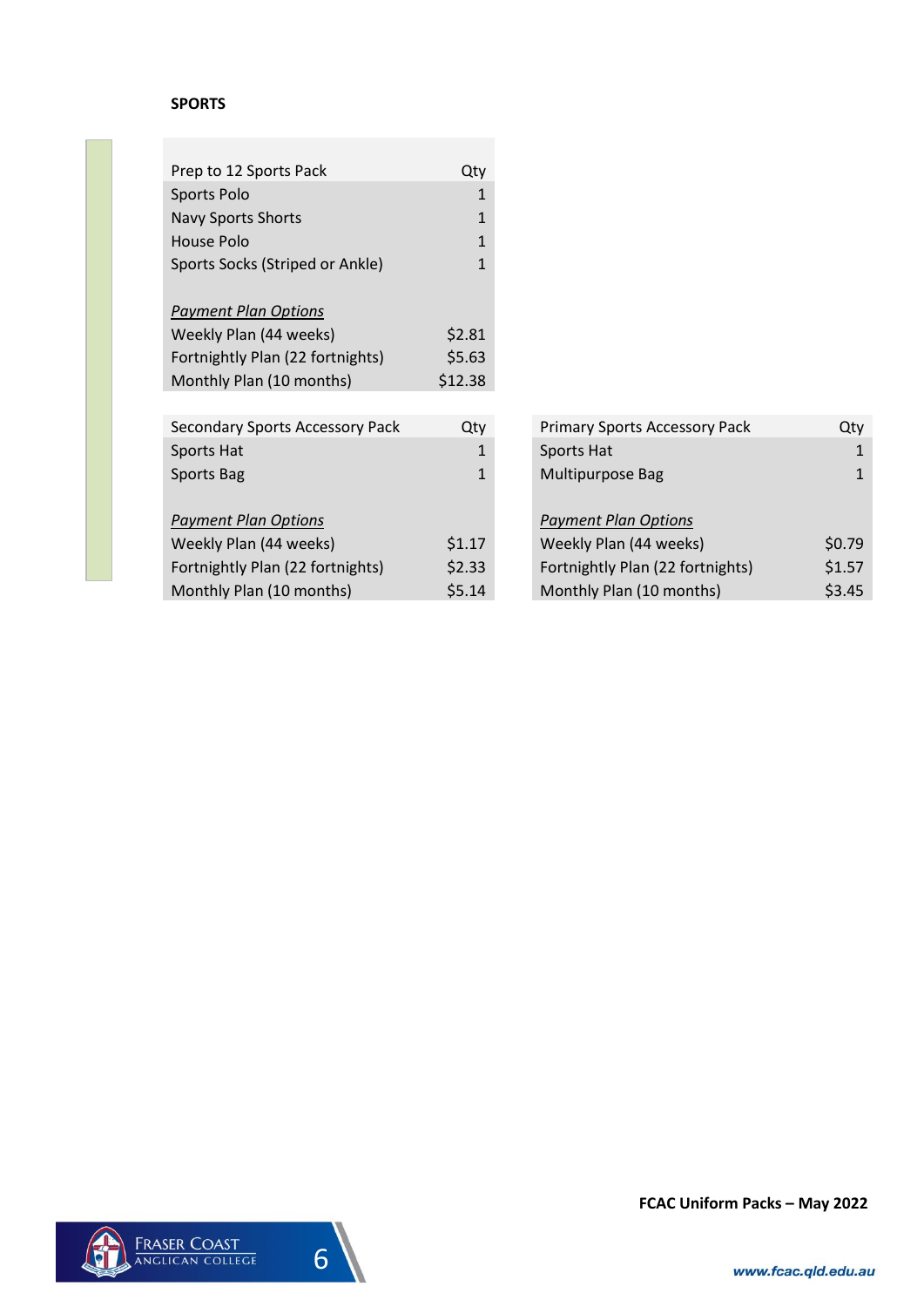**SPORTS**

| Prep to 12 Sports Pack | Qty |
|---|---|
| Sports Polo | 1 |
| Navy Sports Shorts | 1 |
| House Polo | 1 |
| Sports Socks (Striped or Ankle) | 1 |
| | |
| *Payment Plan Options* | |
| Weekly Plan (44 weeks) | $2.81 |
| Fortnightly Plan (22 fortnights) | $5.63 |
| Monthly Plan (10 months) | $12.38 |

| Secondary Sports Accessory Pack | Qty |
|---|---|
| Sports Hat | 1 |
| Sports Bag | 1 |
| | |
| *Payment Plan Options* | |
| Weekly Plan (44 weeks) | $1.17 |
| Fortnightly Plan (22 fortnights) | $2.33 |
| Monthly Plan (10 months) | $5.14 |

| Primary Sports Accessory Pack | Qty |
|---|---|
| Sports Hat | 1 |
| Multipurpose Bag | 1 |
| | |
| *Payment Plan Options* | |
| Weekly Plan (44 weeks) | $0.79 |
| Fortnightly Plan (22 fortnights) | $1.57 |
| Monthly Plan (10 months) | $3.45 |